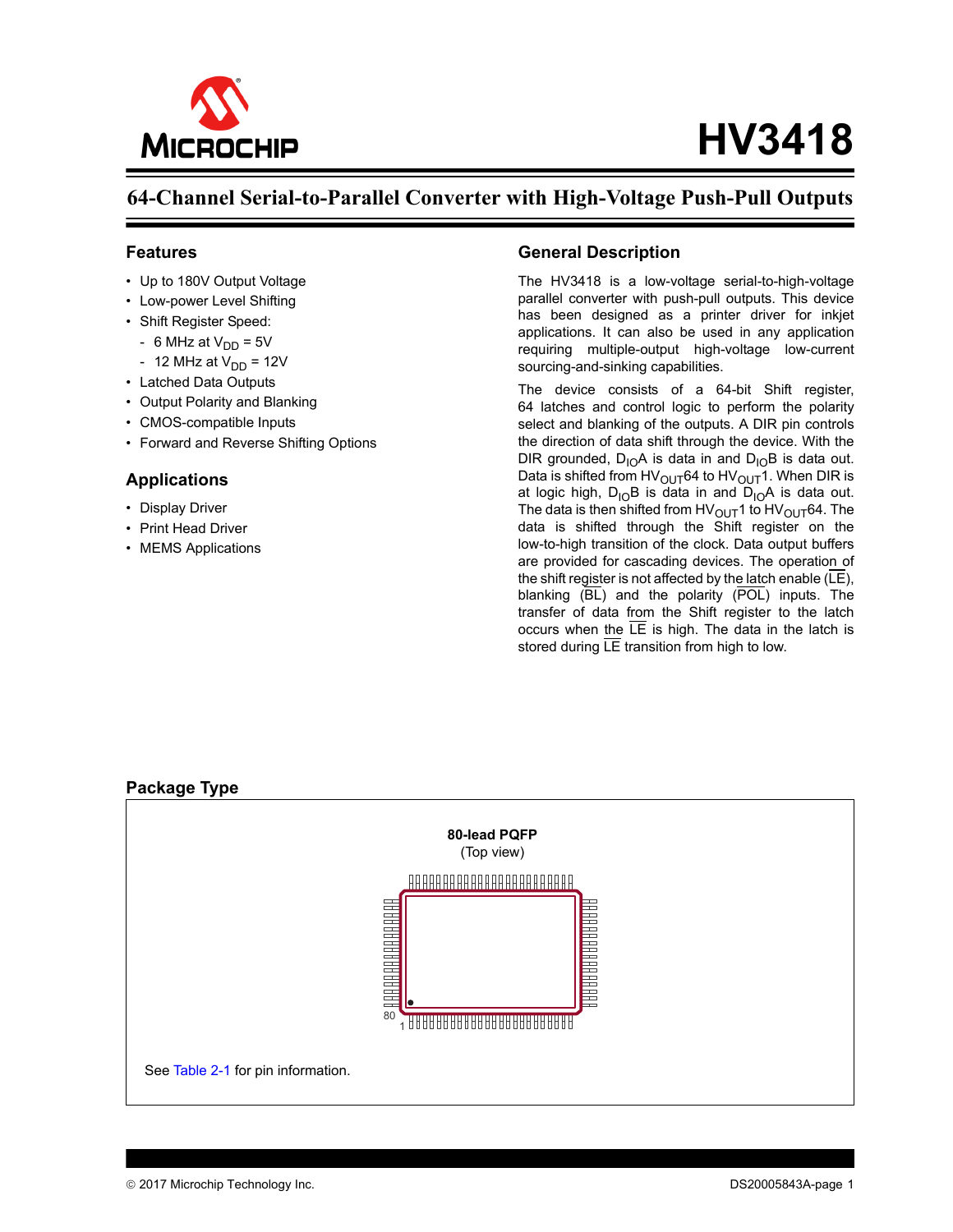# HV3418

## 64-Channel Serial-to-Parallel Converter with High-Voltage Push-Pull Outputs

### Features

- Up to 180V Output Voltage
- Low-power Level Shifting
- Shift Register Speed:
  - 6 MHz at $V_{DD}$ = 5V
  - 12 MHz at $V_{DD}$ = 12V
- Latched Data Outputs
- Output Polarity and Blanking
- CMOS-compatible Inputs
- Forward and Reverse Shifting Options

### Applications

- Display Driver
- Print Head Driver
- MEMS Applications

### General Description

The HV3418 is a low-voltage serial-to-high-voltage parallel converter with push-pull outputs. This device has been designed as a printer driver for inkjet applications. It can also be used in any application requiring multiple-output high-voltage low-current sourcing-and-sinking capabilities.

The device consists of a 64-bit Shift register, 64 latches and control logic to perform the polarity select and blanking of the outputs. A DIR pin controls the direction of data shift through the device. With the DIR grounded, $D_{IO}A$ is data in and $D_{IO}B$ is data out. Data is shifted from $HV_{OUT}64$ to $HV_{OUT}1$. When DIR is at logic high, $D_{IO}B$ is data in and $D_{IO}A$ is data out. The data is then shifted from $HV_{OUT}1$ to $HV_{OUT}64$. The data is shifted through the Shift register on the low-to-high transition of the clock. Data output buffers are provided for cascading devices. The operation of the shift register is not affected by the latch enable ($\overline{LE}$), blanking ($\overline{BL}$) and the polarity ($\overline{POL}$) inputs. The transfer of data from the Shift register to the latch occurs when the $\overline{LE}$ is high. The data in the latch is stored during $\overline{LE}$ transition from high to low.

### Package Type

80-lead PQFP
(Top view)

80
1

See Table 2-1 for pin information.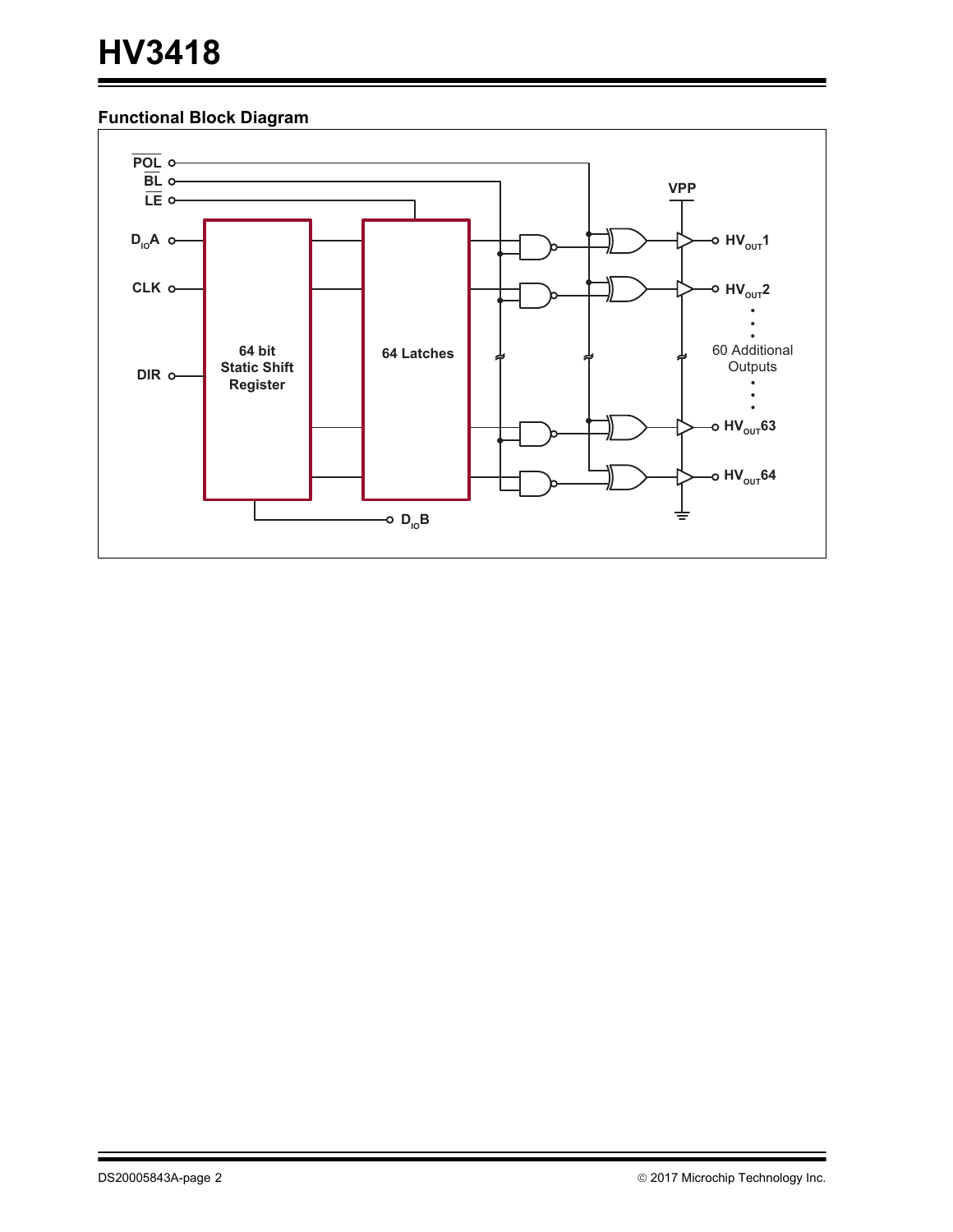## Functional Block Diagram

POL, BL, LE, $D_{IO}A$, CLK, DIR

64 bit Static Shift Register

64 Latches

VPP

$HV_{OUT}1$

$HV_{OUT}2$

60 Additional Outputs

$HV_{OUT}63$

$HV_{OUT}64$

$D_{IO}B$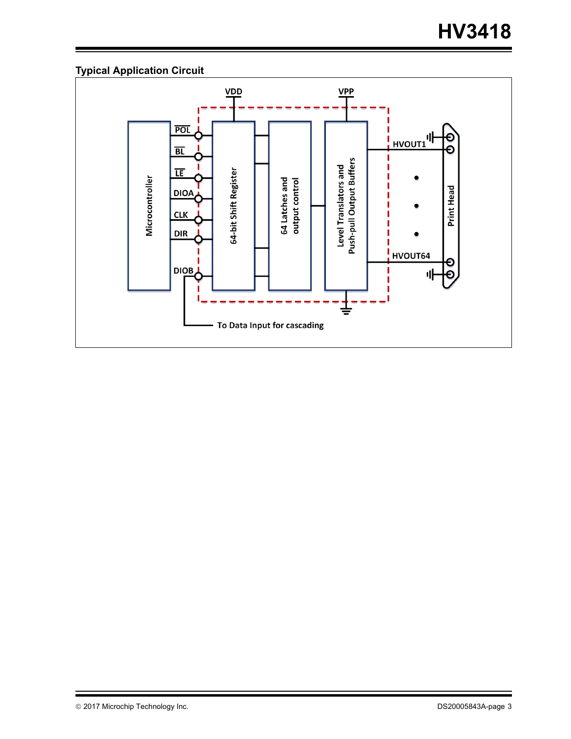### Typical Application Circuit

VDD

VPP

POL

BL

LE

DIOA

CLK

DIR

DIOB

Microcontroller

64-bit Shift Register

64 Latches and output control

Level Translators and Push-pull Output Buffers

HVOUT1

HVOUT64

Print Head

To Data Input for cascading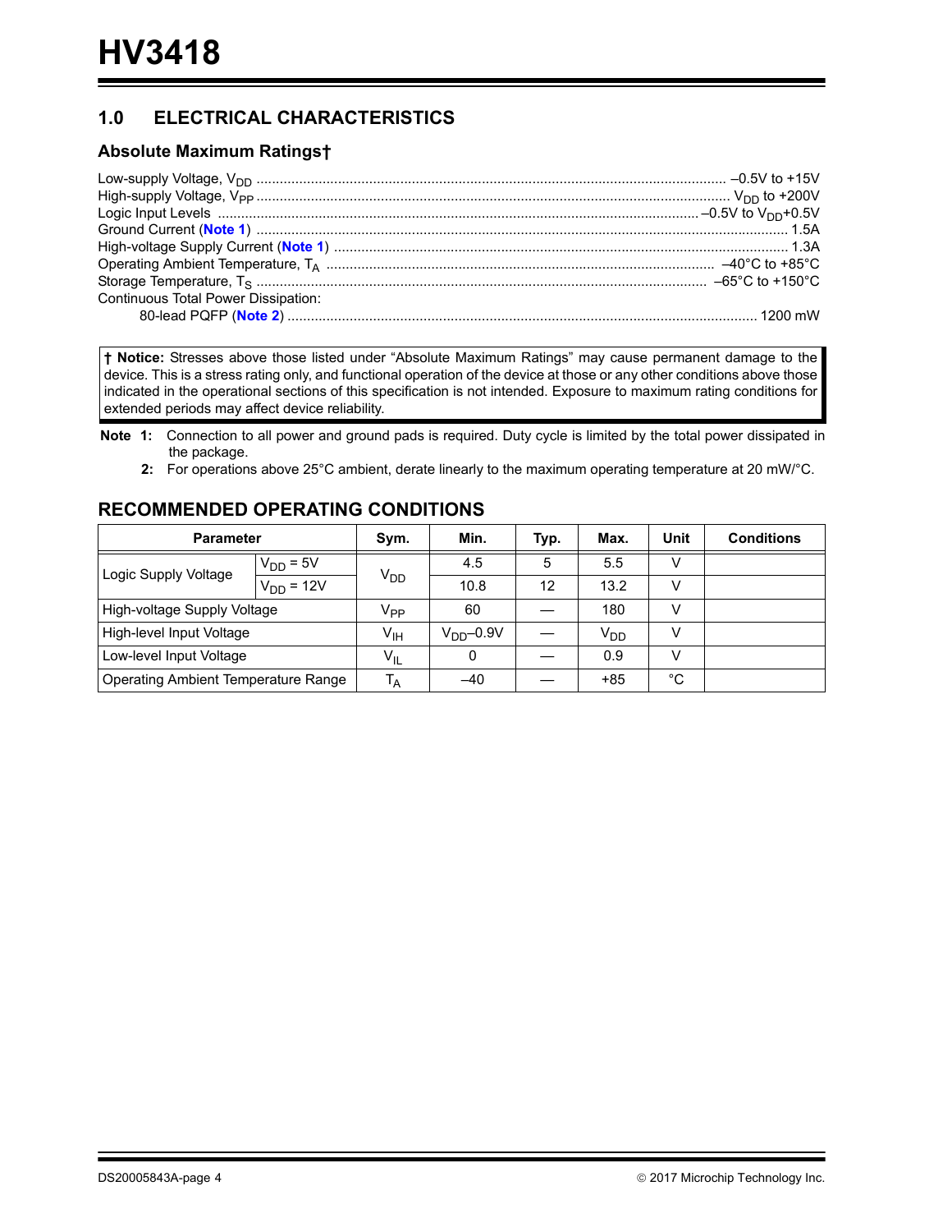## 1.0 ELECTRICAL CHARACTERISTICS

### Absolute Maximum Ratings†

Low-supply Voltage, $V_{DD}$ ........ –0.5V to +15V
High-supply Voltage, $V_{PP}$ ........ $V_{DD}$ to +200V
Logic Input Levels ........ –0.5V to $V_{DD}$+0.5V
Ground Current (Note 1) ........ 1.5A
High-voltage Supply Current (Note 1) ........ 1.3A
Operating Ambient Temperature, $T_A$ ........ –40°C to +85°C
Storage Temperature, $T_S$ ........ –65°C to +150°C
Continuous Total Power Dissipation:
    80-lead PQFP (Note 2) ........ 1200 mW

**† Notice:** Stresses above those listed under “Absolute Maximum Ratings” may cause permanent damage to the device. This is a stress rating only, and functional operation of the device at those or any other conditions above those indicated in the operational sections of this specification is not intended. Exposure to maximum rating conditions for extended periods may affect device reliability.

**Note 1:** Connection to all power and ground pads is required. Duty cycle is limited by the total power dissipated in the package.

**2:** For operations above 25°C ambient, derate linearly to the maximum operating temperature at 20 mW/°C.

## RECOMMENDED OPERATING CONDITIONS

| Parameter | | Sym. | Min. | Typ. | Max. | Unit | Conditions |
|---|---|---|---|---|---|---|---|
| Logic Supply Voltage | $V_{DD}$ = 5V | $V_{DD}$ | 4.5 | 5 | 5.5 | V | |
| | $V_{DD}$ = 12V | | 10.8 | 12 | 13.2 | V | |
| High-voltage Supply Voltage | | $V_{PP}$ | 60 | — | 180 | V | |
| High-level Input Voltage | | $V_{IH}$ | $V_{DD}$–0.9V | — | $V_{DD}$ | V | |
| Low-level Input Voltage | | $V_{IL}$ | 0 | — | 0.9 | V | |
| Operating Ambient Temperature Range | | $T_A$ | –40 | — | +85 | °C | |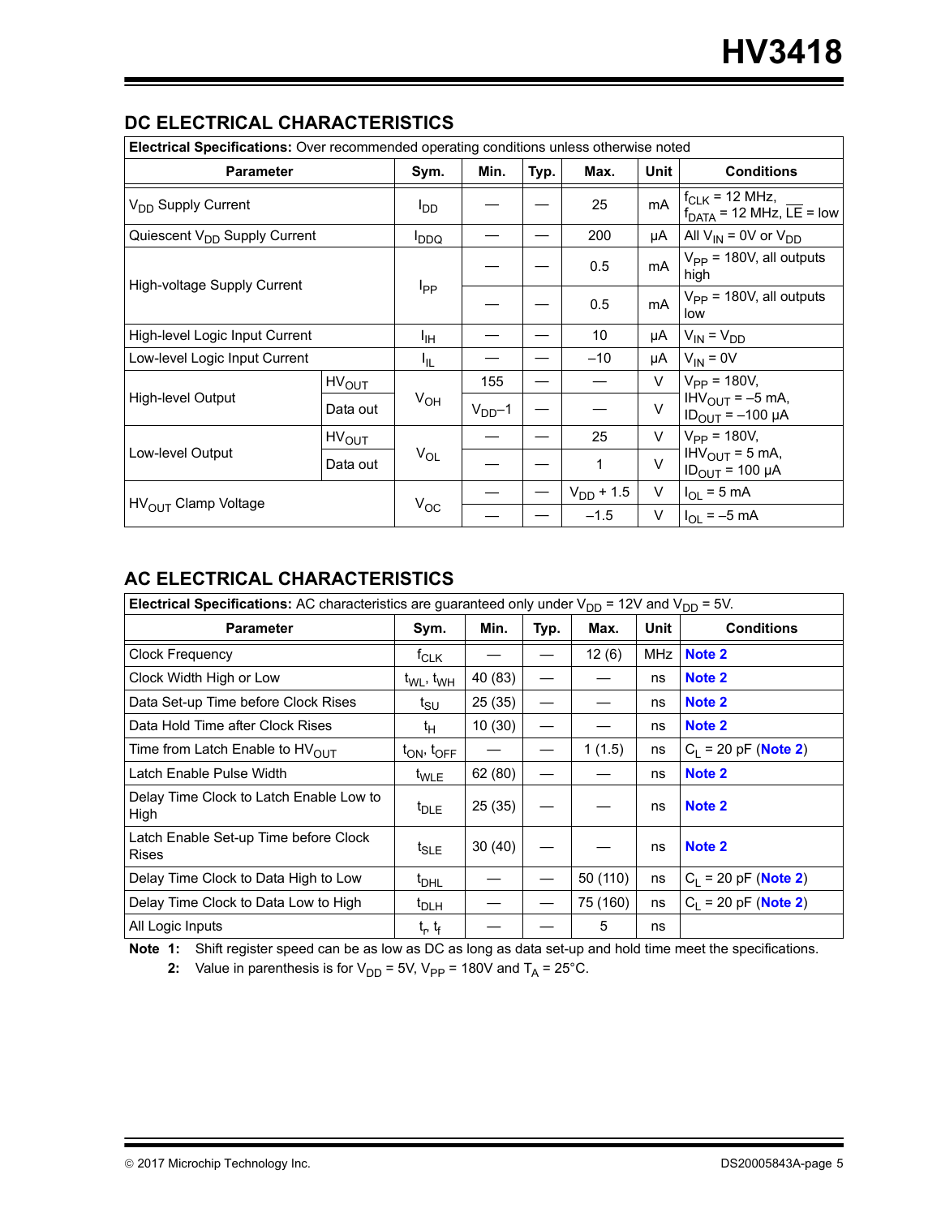## DC ELECTRICAL CHARACTERISTICS

| **Electrical Specifications:** Over recommended operating conditions unless otherwise noted | | | | | | | |
|---|---|---|---|---|---|---|---|
| **Parameter** | | **Sym.** | **Min.** | **Typ.** | **Max.** | **Unit** | **Conditions** |
| $V_{DD}$ Supply Current | | $I_{DD}$ | — | — | 25 | mA | $f_{CLK}$ = 12 MHz, $f_{DATA}$ = 12 MHz, $\overline{LE}$ = low |
| Quiescent $V_{DD}$ Supply Current | | $I_{DDQ}$ | — | — | 200 | µA | All $V_{IN}$ = 0V or $V_{DD}$ |
| High-voltage Supply Current | | $I_{PP}$ | — | — | 0.5 | mA | $V_{PP}$ = 180V, all outputs high |
| | | | — | — | 0.5 | mA | $V_{PP}$ = 180V, all outputs low |
| High-level Logic Input Current | | $I_{IH}$ | — | — | 10 | µA | $V_{IN}$ = $V_{DD}$ |
| Low-level Logic Input Current | | $I_{IL}$ | — | — | –10 | µA | $V_{IN}$ = 0V |
| High-level Output | $HV_{OUT}$ | $V_{OH}$ | 155 | — | — | V | $V_{PP}$ = 180V, $IHV_{OUT}$ = –5 mA, $ID_{OUT}$ = –100 µA |
| | Data out | | $V_{DD}$–1 | — | — | V | |
| Low-level Output | $HV_{OUT}$ | $V_{OL}$ | — | — | 25 | V | $V_{PP}$ = 180V, $IHV_{OUT}$ = 5 mA, $ID_{OUT}$ = 100 µA |
| | Data out | | — | — | 1 | V | |
| $HV_{OUT}$ Clamp Voltage | | $V_{OC}$ | — | — | $V_{DD}$ + 1.5 | V | $I_{OL}$ = 5 mA |
| | | | — | — | –1.5 | V | $I_{OL}$ = –5 mA |

## AC ELECTRICAL CHARACTERISTICS

| **Electrical Specifications:** AC characteristics are guaranteed only under $V_{DD}$ = 12V and $V_{DD}$ = 5V. | | | | | | |
|---|---|---|---|---|---|---|
| **Parameter** | **Sym.** | **Min.** | **Typ.** | **Max.** | **Unit** | **Conditions** |
| Clock Frequency | $f_{CLK}$ | — | — | 12 (6) | MHz | Note 2 |
| Clock Width High or Low | $t_{WL}$, $t_{WH}$ | 40 (83) | — | — | ns | Note 2 |
| Data Set-up Time before Clock Rises | $t_{SU}$ | 25 (35) | — | — | ns | Note 2 |
| Data Hold Time after Clock Rises | $t_H$ | 10 (30) | — | — | ns | Note 2 |
| Time from Latch Enable to $HV_{OUT}$ | $t_{ON}$, $t_{OFF}$ | — | — | 1 (1.5) | ns | $C_L$ = 20 pF (Note 2) |
| Latch Enable Pulse Width | $t_{WLE}$ | 62 (80) | — | — | ns | Note 2 |
| Delay Time Clock to Latch Enable Low to High | $t_{DLE}$ | 25 (35) | — | — | ns | Note 2 |
| Latch Enable Set-up Time before Clock Rises | $t_{SLE}$ | 30 (40) | — | — | ns | Note 2 |
| Delay Time Clock to Data High to Low | $t_{DHL}$ | — | — | 50 (110) | ns | $C_L$ = 20 pF (Note 2) |
| Delay Time Clock to Data Low to High | $t_{DLH}$ | — | — | 75 (160) | ns | $C_L$ = 20 pF (Note 2) |
| All Logic Inputs | $t_r$, $t_f$ | — | — | 5 | ns | |

**Note 1:** Shift register speed can be as low as DC as long as data set-up and hold time meet the specifications.

**2:** Value in parenthesis is for $V_{DD}$ = 5V, $V_{PP}$ = 180V and $T_A$ = 25°C.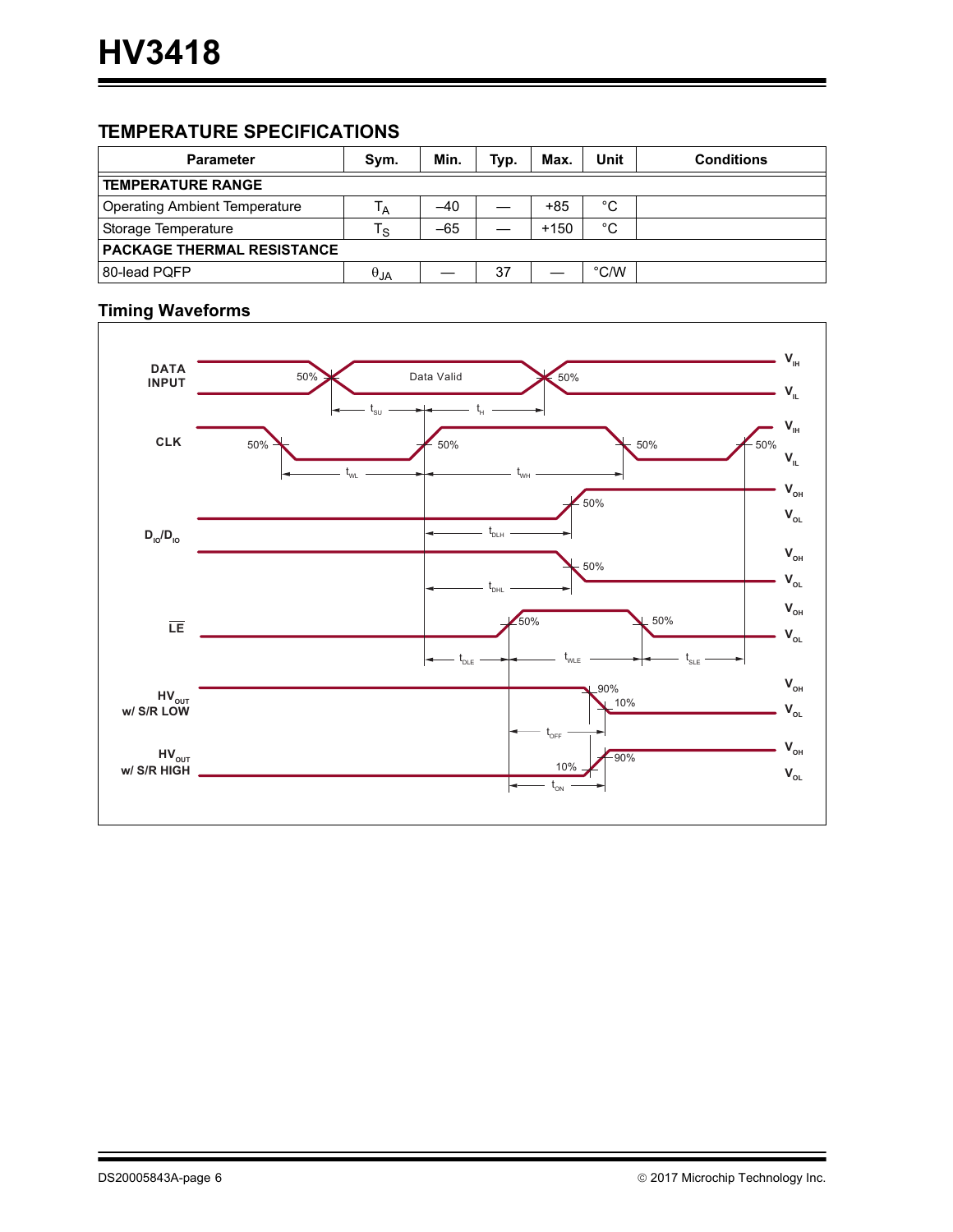## TEMPERATURE SPECIFICATIONS

| Parameter | Sym. | Min. | Typ. | Max. | Unit | Conditions |
|---|---|---|---|---|---|---|
| **TEMPERATURE RANGE** | | | | | | |
| Operating Ambient Temperature | $T_A$ | –40 | — | +85 | °C | |
| Storage Temperature | $T_S$ | –65 | — | +150 | °C | |
| **PACKAGE THERMAL RESISTANCE** | | | | | | |
| 80-lead PQFP | $\theta_{JA}$ | — | 37 | — | °C/W | |

### Timing Waveforms

DATA INPUT: Data Valid; 50%; $t_{SU}$; $t_H$; $V_{IH}$; $V_{IL}$

CLK: 50%; $t_{WL}$; $t_{WH}$; $V_{IH}$; $V_{IL}$

$D_{IO}/D_{IO}$: 50%; $t_{DLH}$; $t_{DHL}$; $V_{OH}$; $V_{OL}$

$\overline{LE}$: 50%; $t_{DLE}$; $t_{WLE}$; $t_{SLE}$; $V_{OH}$; $V_{OL}$

$HV_{OUT}$ w/ S/R LOW: 90%; 10%; $t_{OFF}$; $V_{OH}$; $V_{OL}$

$HV_{OUT}$ w/ S/R HIGH: 10%; 90%; $t_{ON}$; $V_{OH}$; $V_{OL}$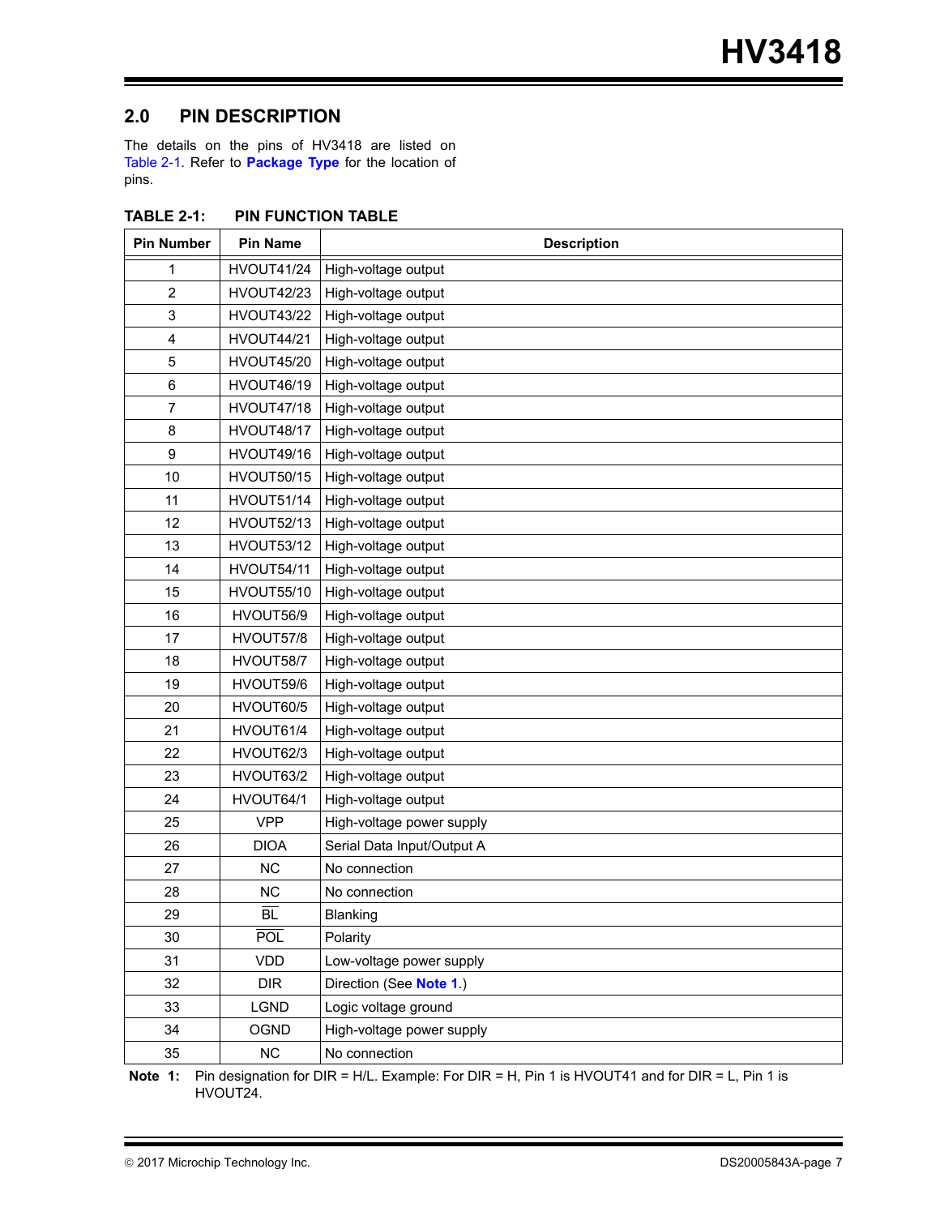## 2.0 PIN DESCRIPTION

The details on the pins of HV3418 are listed on Table 2-1. Refer to **Package Type** for the location of pins.

**TABLE 2-1: PIN FUNCTION TABLE**

| Pin Number | Pin Name | Description |
|---|---|---|
| 1 | HVOUT41/24 | High-voltage output |
| 2 | HVOUT42/23 | High-voltage output |
| 3 | HVOUT43/22 | High-voltage output |
| 4 | HVOUT44/21 | High-voltage output |
| 5 | HVOUT45/20 | High-voltage output |
| 6 | HVOUT46/19 | High-voltage output |
| 7 | HVOUT47/18 | High-voltage output |
| 8 | HVOUT48/17 | High-voltage output |
| 9 | HVOUT49/16 | High-voltage output |
| 10 | HVOUT50/15 | High-voltage output |
| 11 | HVOUT51/14 | High-voltage output |
| 12 | HVOUT52/13 | High-voltage output |
| 13 | HVOUT53/12 | High-voltage output |
| 14 | HVOUT54/11 | High-voltage output |
| 15 | HVOUT55/10 | High-voltage output |
| 16 | HVOUT56/9 | High-voltage output |
| 17 | HVOUT57/8 | High-voltage output |
| 18 | HVOUT58/7 | High-voltage output |
| 19 | HVOUT59/6 | High-voltage output |
| 20 | HVOUT60/5 | High-voltage output |
| 21 | HVOUT61/4 | High-voltage output |
| 22 | HVOUT62/3 | High-voltage output |
| 23 | HVOUT63/2 | High-voltage output |
| 24 | HVOUT64/1 | High-voltage output |
| 25 | VPP | High-voltage power supply |
| 26 | DIOA | Serial Data Input/Output A |
| 27 | NC | No connection |
| 28 | NC | No connection |
| 29 | $\overline{BL}$ | Blanking |
| 30 | $\overline{POL}$ | Polarity |
| 31 | VDD | Low-voltage power supply |
| 32 | DIR | Direction (See **Note 1**.) |
| 33 | LGND | Logic voltage ground |
| 34 | OGND | High-voltage power supply |
| 35 | NC | No connection |

**Note 1:** Pin designation for DIR = H/L. Example: For DIR = H, Pin 1 is HVOUT41 and for DIR = L, Pin 1 is HVOUT24.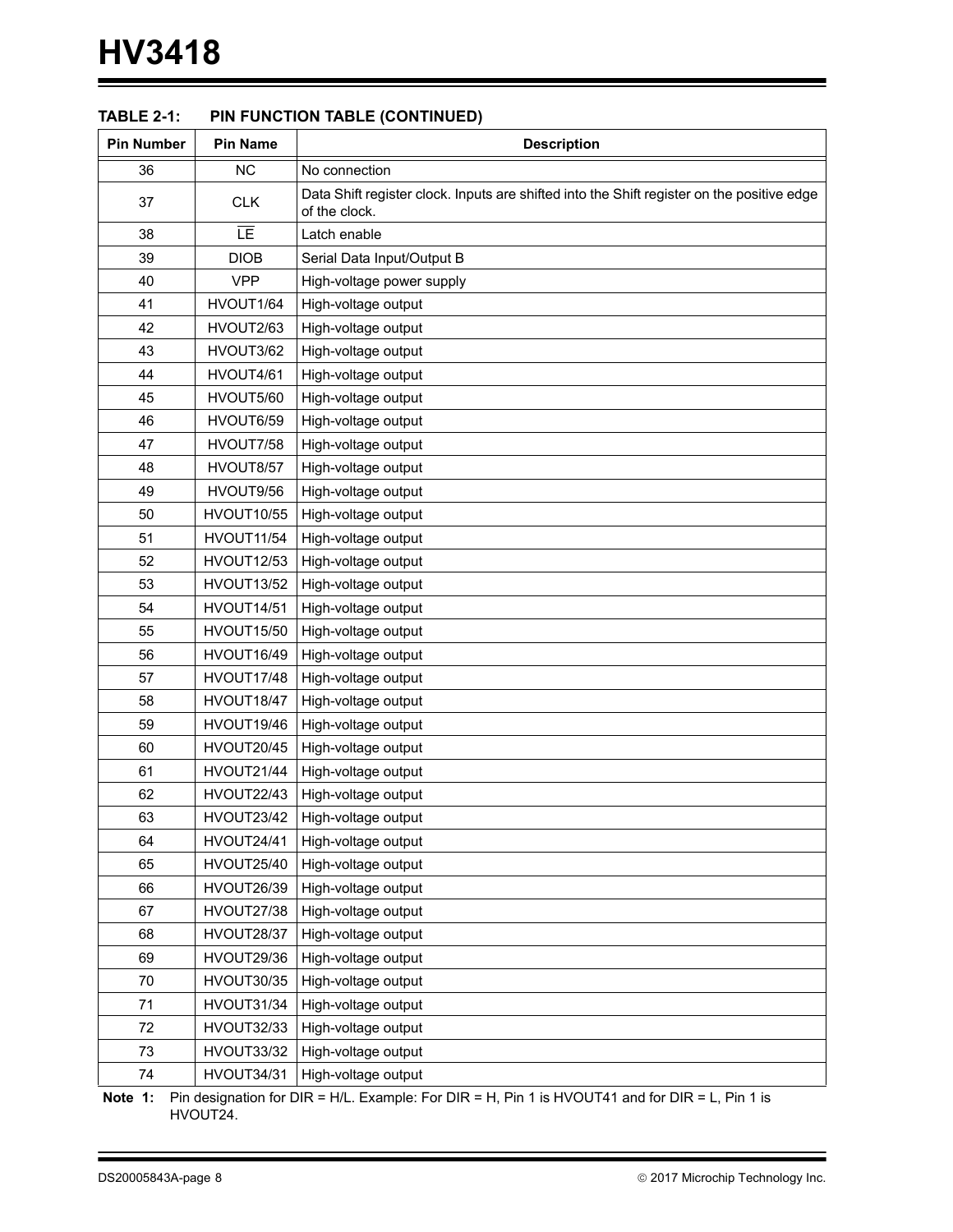**TABLE 2-1: PIN FUNCTION TABLE (CONTINUED)**

| Pin Number | Pin Name | Description |
|---|---|---|
| 36 | NC | No connection |
| 37 | CLK | Data Shift register clock. Inputs are shifted into the Shift register on the positive edge of the clock. |
| 38 | $\overline{LE}$ | Latch enable |
| 39 | DIOB | Serial Data Input/Output B |
| 40 | VPP | High-voltage power supply |
| 41 | HVOUT1/64 | High-voltage output |
| 42 | HVOUT2/63 | High-voltage output |
| 43 | HVOUT3/62 | High-voltage output |
| 44 | HVOUT4/61 | High-voltage output |
| 45 | HVOUT5/60 | High-voltage output |
| 46 | HVOUT6/59 | High-voltage output |
| 47 | HVOUT7/58 | High-voltage output |
| 48 | HVOUT8/57 | High-voltage output |
| 49 | HVOUT9/56 | High-voltage output |
| 50 | HVOUT10/55 | High-voltage output |
| 51 | HVOUT11/54 | High-voltage output |
| 52 | HVOUT12/53 | High-voltage output |
| 53 | HVOUT13/52 | High-voltage output |
| 54 | HVOUT14/51 | High-voltage output |
| 55 | HVOUT15/50 | High-voltage output |
| 56 | HVOUT16/49 | High-voltage output |
| 57 | HVOUT17/48 | High-voltage output |
| 58 | HVOUT18/47 | High-voltage output |
| 59 | HVOUT19/46 | High-voltage output |
| 60 | HVOUT20/45 | High-voltage output |
| 61 | HVOUT21/44 | High-voltage output |
| 62 | HVOUT22/43 | High-voltage output |
| 63 | HVOUT23/42 | High-voltage output |
| 64 | HVOUT24/41 | High-voltage output |
| 65 | HVOUT25/40 | High-voltage output |
| 66 | HVOUT26/39 | High-voltage output |
| 67 | HVOUT27/38 | High-voltage output |
| 68 | HVOUT28/37 | High-voltage output |
| 69 | HVOUT29/36 | High-voltage output |
| 70 | HVOUT30/35 | High-voltage output |
| 71 | HVOUT31/34 | High-voltage output |
| 72 | HVOUT32/33 | High-voltage output |
| 73 | HVOUT33/32 | High-voltage output |
| 74 | HVOUT34/31 | High-voltage output |

**Note 1:** Pin designation for DIR = H/L. Example: For DIR = H, Pin 1 is HVOUT41 and for DIR = L, Pin 1 is HVOUT24.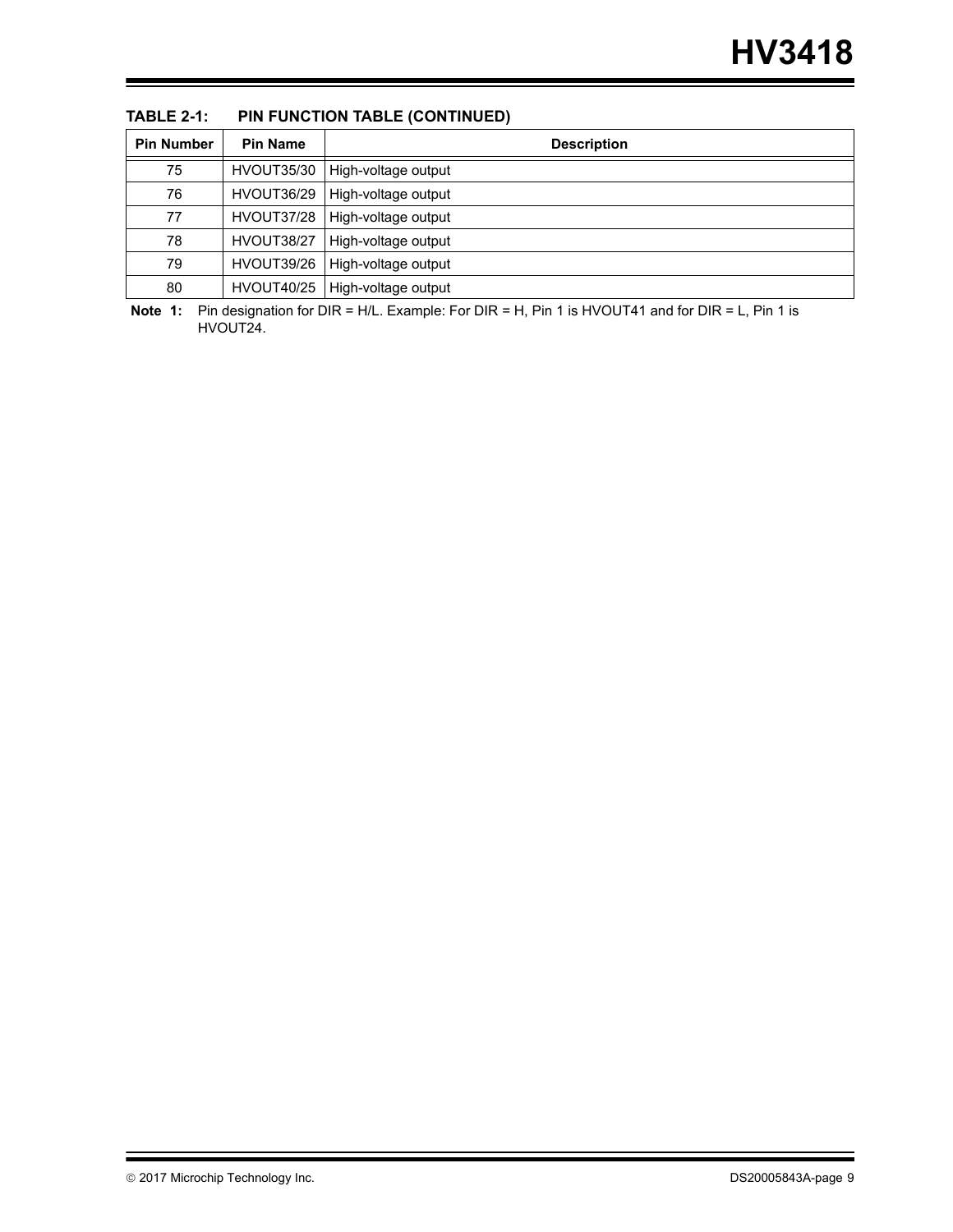**TABLE 2-1: PIN FUNCTION TABLE (CONTINUED)**

| Pin Number | Pin Name | Description |
|---|---|---|
| 75 | HVOUT35/30 | High-voltage output |
| 76 | HVOUT36/29 | High-voltage output |
| 77 | HVOUT37/28 | High-voltage output |
| 78 | HVOUT38/27 | High-voltage output |
| 79 | HVOUT39/26 | High-voltage output |
| 80 | HVOUT40/25 | High-voltage output |

**Note 1:** Pin designation for DIR = H/L. Example: For DIR = H, Pin 1 is HVOUT41 and for DIR = L, Pin 1 is HVOUT24.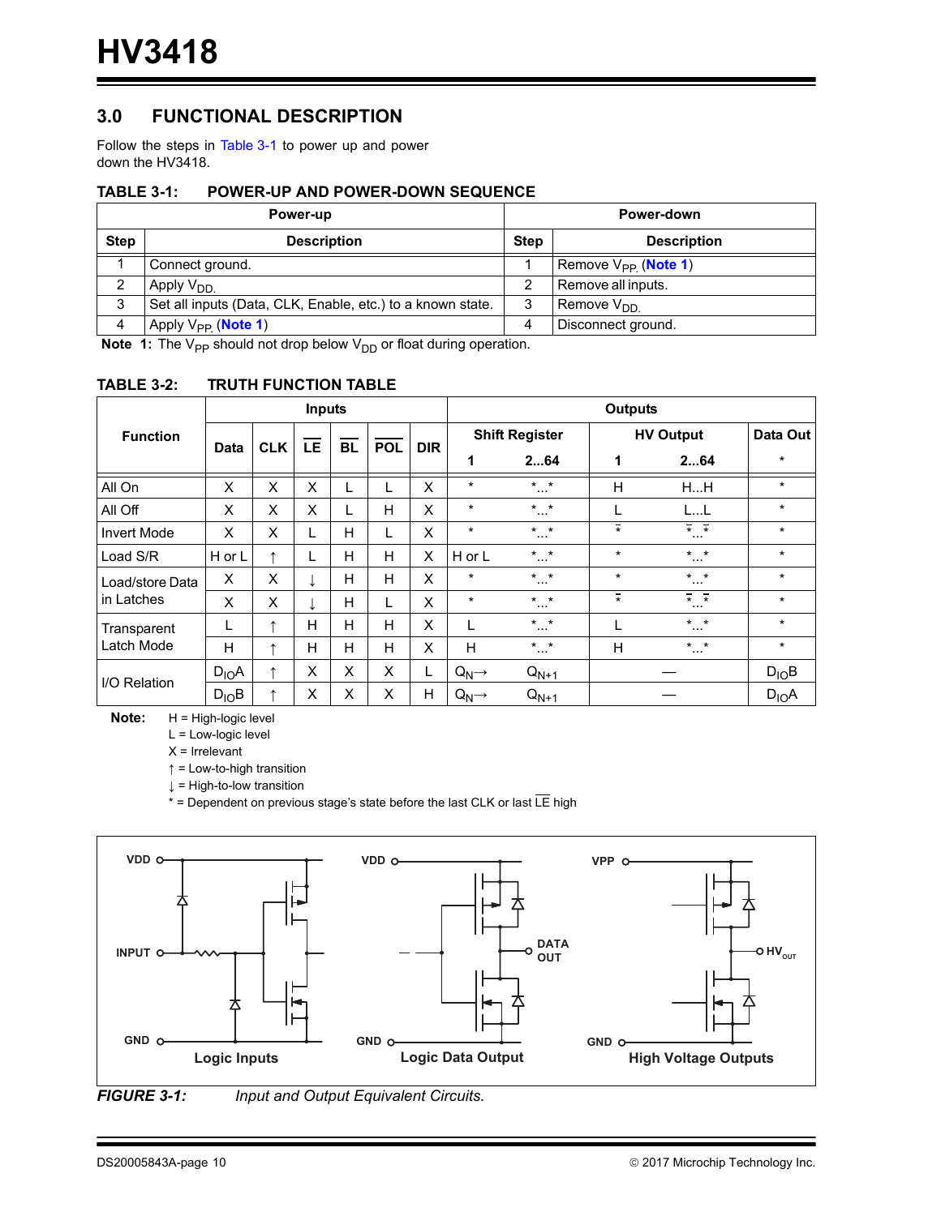# 3.0 FUNCTIONAL DESCRIPTION

Follow the steps in Table 3-1 to power up and power down the HV3418.

**TABLE 3-1: POWER-UP AND POWER-DOWN SEQUENCE**

| Power-up | | Power-down | |
|---|---|---|---|
| **Step** | **Description** | **Step** | **Description** |
| 1 | Connect ground. | 1 | Remove $V_{PP}$. (Note 1) |
| 2 | Apply $V_{DD}$. | 2 | Remove all inputs. |
| 3 | Set all inputs (Data, CLK, Enable, etc.) to a known state. | 3 | Remove $V_{DD}$. |
| 4 | Apply $V_{PP}$. (Note 1) | 4 | Disconnect ground. |

**Note 1:** The $V_{PP}$ should not drop below $V_{DD}$ or float during operation.

**TABLE 3-2: TRUTH FUNCTION TABLE**

| Function | Inputs | | | | | | Outputs | | | | |
|---|---|---|---|---|---|---|---|---|---|---|---|
| | Data | CLK | $\overline{LE}$ | $\overline{BL}$ | $\overline{POL}$ | DIR | Shift Register 1 | Shift Register 2...64 | HV Output 1 | HV Output 2...64 | Data Out * |
| All On | X | X | X | L | L | X | * | *...* | H | H...H | * |
| All Off | X | X | X | L | H | X | * | *...* | L | L...L | * |
| Invert Mode | X | X | L | H | L | X | * | *...* | $\bar{*}$ | $\bar{*}...\bar{*}$ | * |
| Load S/R | H or L | ↑ | L | H | H | X | H or L | *...* | * | *...* | * |
| Load/store Data in Latches | X | X | ↓ | H | H | X | * | *...* | * | *...* | * |
| | X | X | ↓ | H | L | X | * | *...* | $\bar{*}$ | $\bar{*}...\bar{*}$ | * |
| Transparent Latch Mode | L | ↑ | H | H | H | X | L | *...* | L | *...* | * |
| | H | ↑ | H | H | H | X | H | *...* | H | *...* | * |
| I/O Relation | $D_{IO}A$ | ↑ | X | X | X | L | $Q_N$→ | $Q_{N+1}$ | — | | $D_{IO}B$ |
| | $D_{IO}B$ | ↑ | X | X | X | H | $Q_N$→ | $Q_{N+1}$ | — | | $D_{IO}A$ |

**Note:**
H = High-logic level
L = Low-logic level
X = Irrelevant
↑ = Low-to-high transition
↓ = High-to-low transition
* = Dependent on previous stage's state before the last CLK or last $\overline{LE}$ high

*FIGURE 3-1: Input and Output Equivalent Circuits.*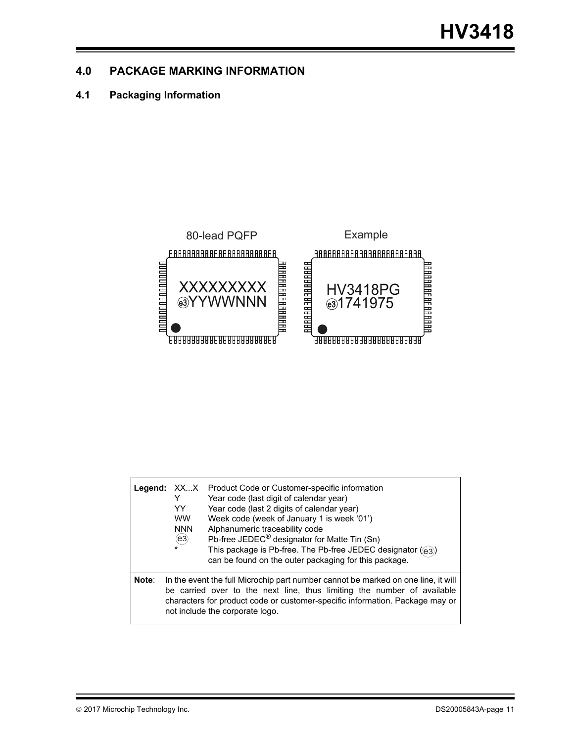## 4.0 PACKAGE MARKING INFORMATION

### 4.1 Packaging Information

80-lead PQFP

XXXXXXXXX
(e3)YYWWNNN

Example

HV3418PG
(e3)1741975

| Legend: | | |
|---|---|---|
| | XX...X | Product Code or Customer-specific information |
| | Y | Year code (last digit of calendar year) |
| | YY | Year code (last 2 digits of calendar year) |
| | WW | Week code (week of January 1 is week '01') |
| | NNN | Alphanumeric traceability code |
| | (e3) | Pb-free JEDEC® designator for Matte Tin (Sn) |
| | * | This package is Pb-free. The Pb-free JEDEC designator ((e3)) can be found on the outer packaging for this package. |

**Note**: In the event the full Microchip part number cannot be marked on one line, it will be carried over to the next line, thus limiting the number of available characters for product code or customer-specific information. Package may or not include the corporate logo.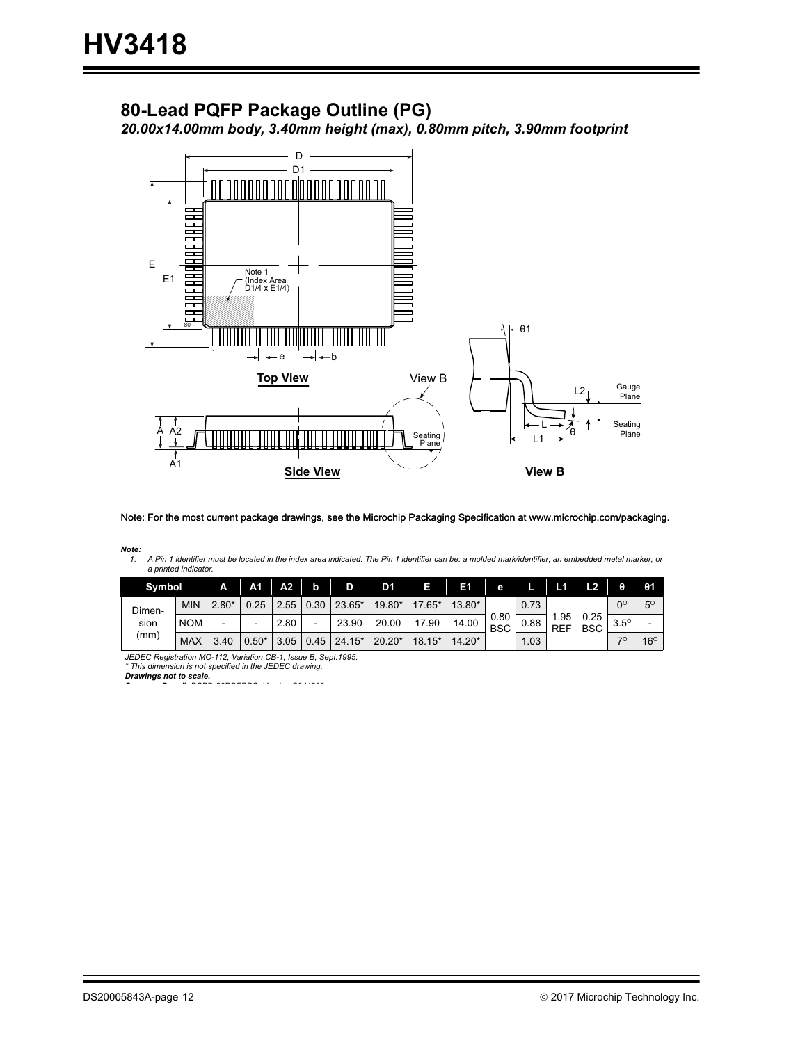## 80-Lead PQFP Package Outline (PG)

*20.00x14.00mm body, 3.40mm height (max), 0.80mm pitch, 3.90mm footprint*

Note: For the most current package drawings, see the Microchip Packaging Specification at www.microchip.com/packaging.

***Note:***

1. *A Pin 1 identifier must be located in the index area indicated. The Pin 1 identifier can be: a molded mark/identifier; an embedded metal marker; or a printed indicator.*

| Symbol | | A | A1 | A2 | b | D | D1 | E | E1 | e | L | L1 | L2 | θ | θ1 |
|---|---|---|---|---|---|---|---|---|---|---|---|---|---|---|---|
| Dimension (mm) | MIN | 2.80* | 0.25 | 2.55 | 0.30 | 23.65* | 19.80* | 17.65* | 13.80* | 0.80 BSC | 0.73 | 1.95 REF | 0.25 BSC | 0° | 5° |
| | NOM | - | - | 2.80 | - | 23.90 | 20.00 | 17.90 | 14.00 | | 0.88 | | | 3.5° | - |
| | MAX | 3.40 | 0.50* | 3.05 | 0.45 | 24.15* | 20.20* | 18.15* | 14.20* | | 1.03 | | | 7° | 16° |

*JEDEC Registration MO-112, Variation CB-1, Issue B, Sept.1995.*
*\* This dimension is not specified in the JEDEC drawing.*
***Drawings not to scale.***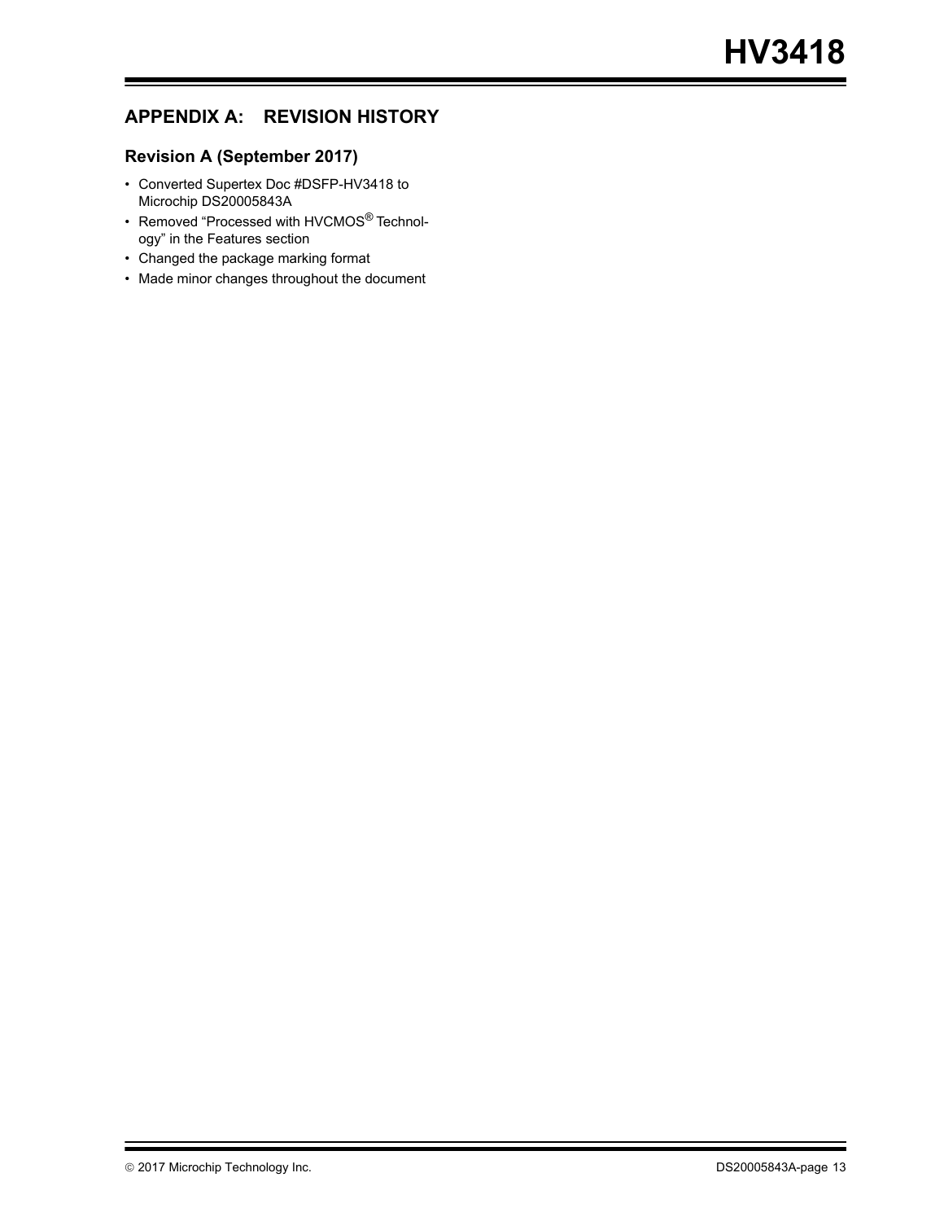## APPENDIX A: REVISION HISTORY

### Revision A (September 2017)

- Converted Supertex Doc #DSFP-HV3418 to Microchip DS20005843A
- Removed “Processed with HVCMOS® Technology” in the Features section
- Changed the package marking format
- Made minor changes throughout the document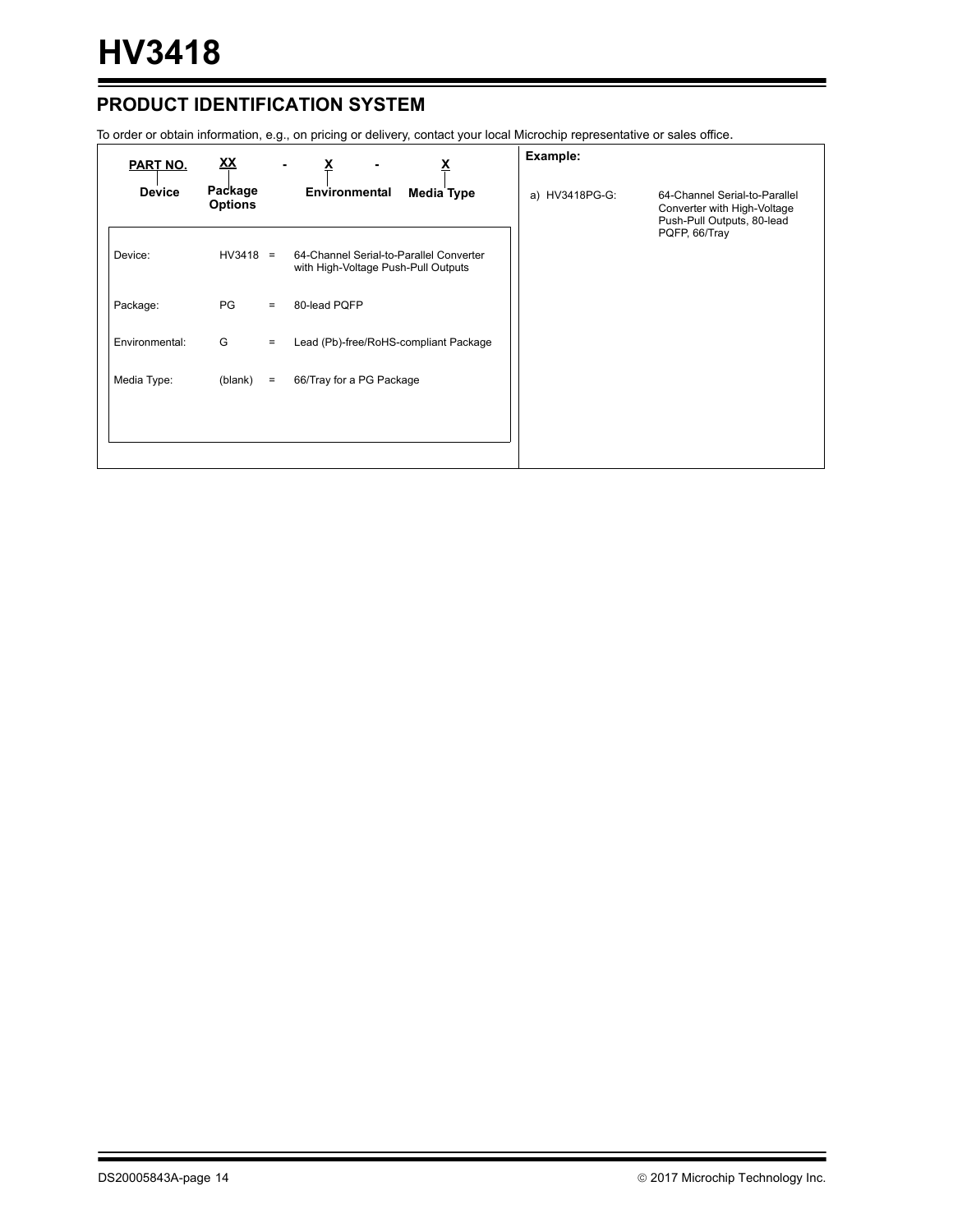## PRODUCT IDENTIFICATION SYSTEM

To order or obtain information, e.g., on pricing or delivery, contact your local Microchip representative or sales office.

| PART NO. | XX | - | X | - | X |
|---|---|---|---|---|---|
| Device | Package Options | | Environmental | | Media Type |

| | | | |
|---|---|---|---|
| Device: | HV3418 | = | 64-Channel Serial-to-Parallel Converter with High-Voltage Push-Pull Outputs |
| Package: | PG | = | 80-lead PQFP |
| Environmental: | G | = | Lead (Pb)-free/RoHS-compliant Package |
| Media Type: | (blank) | = | 66/Tray for a PG Package |

**Example:**

a) HV3418PG-G: 64-Channel Serial-to-Parallel Converter with High-Voltage Push-Pull Outputs, 80-lead PQFP, 66/Tray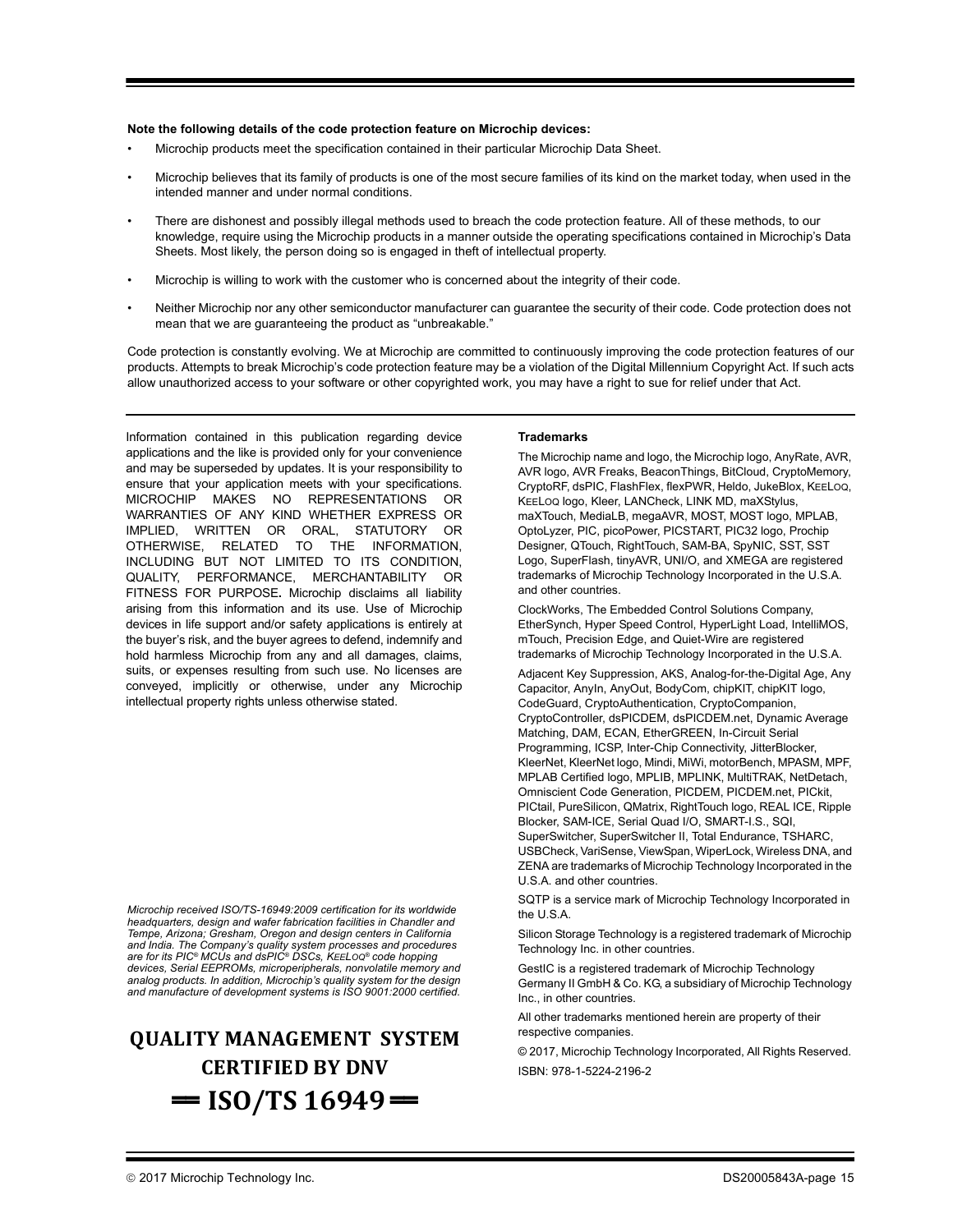**Note the following details of the code protection feature on Microchip devices:**

- Microchip products meet the specification contained in their particular Microchip Data Sheet.
- Microchip believes that its family of products is one of the most secure families of its kind on the market today, when used in the intended manner and under normal conditions.
- There are dishonest and possibly illegal methods used to breach the code protection feature. All of these methods, to our knowledge, require using the Microchip products in a manner outside the operating specifications contained in Microchip's Data Sheets. Most likely, the person doing so is engaged in theft of intellectual property.
- Microchip is willing to work with the customer who is concerned about the integrity of their code.
- Neither Microchip nor any other semiconductor manufacturer can guarantee the security of their code. Code protection does not mean that we are guaranteeing the product as "unbreakable."

Code protection is constantly evolving. We at Microchip are committed to continuously improving the code protection features of our products. Attempts to break Microchip's code protection feature may be a violation of the Digital Millennium Copyright Act. If such acts allow unauthorized access to your software or other copyrighted work, you may have a right to sue for relief under that Act.

---

Information contained in this publication regarding device applications and the like is provided only for your convenience and may be superseded by updates. It is your responsibility to ensure that your application meets with your specifications. MICROCHIP MAKES NO REPRESENTATIONS OR WARRANTIES OF ANY KIND WHETHER EXPRESS OR IMPLIED, WRITTEN OR ORAL, STATUTORY OR OTHERWISE, RELATED TO THE INFORMATION, INCLUDING BUT NOT LIMITED TO ITS CONDITION, QUALITY, PERFORMANCE, MERCHANTABILITY OR FITNESS FOR PURPOSE**.** Microchip disclaims all liability arising from this information and its use. Use of Microchip devices in life support and/or safety applications is entirely at the buyer's risk, and the buyer agrees to defend, indemnify and hold harmless Microchip from any and all damages, claims, suits, or expenses resulting from such use. No licenses are conveyed, implicitly or otherwise, under any Microchip intellectual property rights unless otherwise stated.

*Microchip received ISO/TS-16949:2009 certification for its worldwide headquarters, design and wafer fabrication facilities in Chandler and Tempe, Arizona; Gresham, Oregon and design centers in California and India. The Company's quality system processes and procedures are for its PIC® MCUs and dsPIC® DSCs, KEELOQ® code hopping devices, Serial EEPROMs, microperipherals, nonvolatile memory and analog products. In addition, Microchip's quality system for the design and manufacture of development systems is ISO 9001:2000 certified.*

**QUALITY MANAGEMENT SYSTEM CERTIFIED BY DNV**

**== ISO/TS 16949 ==**

**Trademarks**

The Microchip name and logo, the Microchip logo, AnyRate, AVR, AVR logo, AVR Freaks, BeaconThings, BitCloud, CryptoMemory, CryptoRF, dsPIC, FlashFlex, flexPWR, Heldo, JukeBlox, KEELOQ, KEELOQ logo, Kleer, LANCheck, LINK MD, maXStylus, maXTouch, MediaLB, megaAVR, MOST, MOST logo, MPLAB, OptoLyzer, PIC, picoPower, PICSTART, PIC32 logo, Prochip Designer, QTouch, RightTouch, SAM-BA, SpyNIC, SST, SST Logo, SuperFlash, tinyAVR, UNI/O, and XMEGA are registered trademarks of Microchip Technology Incorporated in the U.S.A. and other countries.

ClockWorks, The Embedded Control Solutions Company, EtherSynch, Hyper Speed Control, HyperLight Load, IntelliMOS, mTouch, Precision Edge, and Quiet-Wire are registered trademarks of Microchip Technology Incorporated in the U.S.A.

Adjacent Key Suppression, AKS, Analog-for-the-Digital Age, Any Capacitor, AnyIn, AnyOut, BodyCom, chipKIT, chipKIT logo, CodeGuard, CryptoAuthentication, CryptoCompanion, CryptoController, dsPICDEM, dsPICDEM.net, Dynamic Average Matching, DAM, ECAN, EtherGREEN, In-Circuit Serial Programming, ICSP, Inter-Chip Connectivity, JitterBlocker, KleerNet, KleerNet logo, Mindi, MiWi, motorBench, MPASM, MPF, MPLAB Certified logo, MPLIB, MPLINK, MultiTRAK, NetDetach, Omniscient Code Generation, PICDEM, PICDEM.net, PICkit, PICtail, PureSilicon, QMatrix, RightTouch logo, REAL ICE, Ripple Blocker, SAM-ICE, Serial Quad I/O, SMART-I.S., SQI, SuperSwitcher, SuperSwitcher II, Total Endurance, TSHARC, USBCheck, VariSense, ViewSpan, WiperLock, Wireless DNA, and ZENA are trademarks of Microchip Technology Incorporated in the U.S.A. and other countries.

SQTP is a service mark of Microchip Technology Incorporated in the U.S.A.

Silicon Storage Technology is a registered trademark of Microchip Technology Inc. in other countries.

GestIC is a registered trademark of Microchip Technology Germany II GmbH & Co. KG, a subsidiary of Microchip Technology Inc., in other countries.

All other trademarks mentioned herein are property of their respective companies.

© 2017, Microchip Technology Incorporated, All Rights Reserved.

ISBN: 978-1-5224-2196-2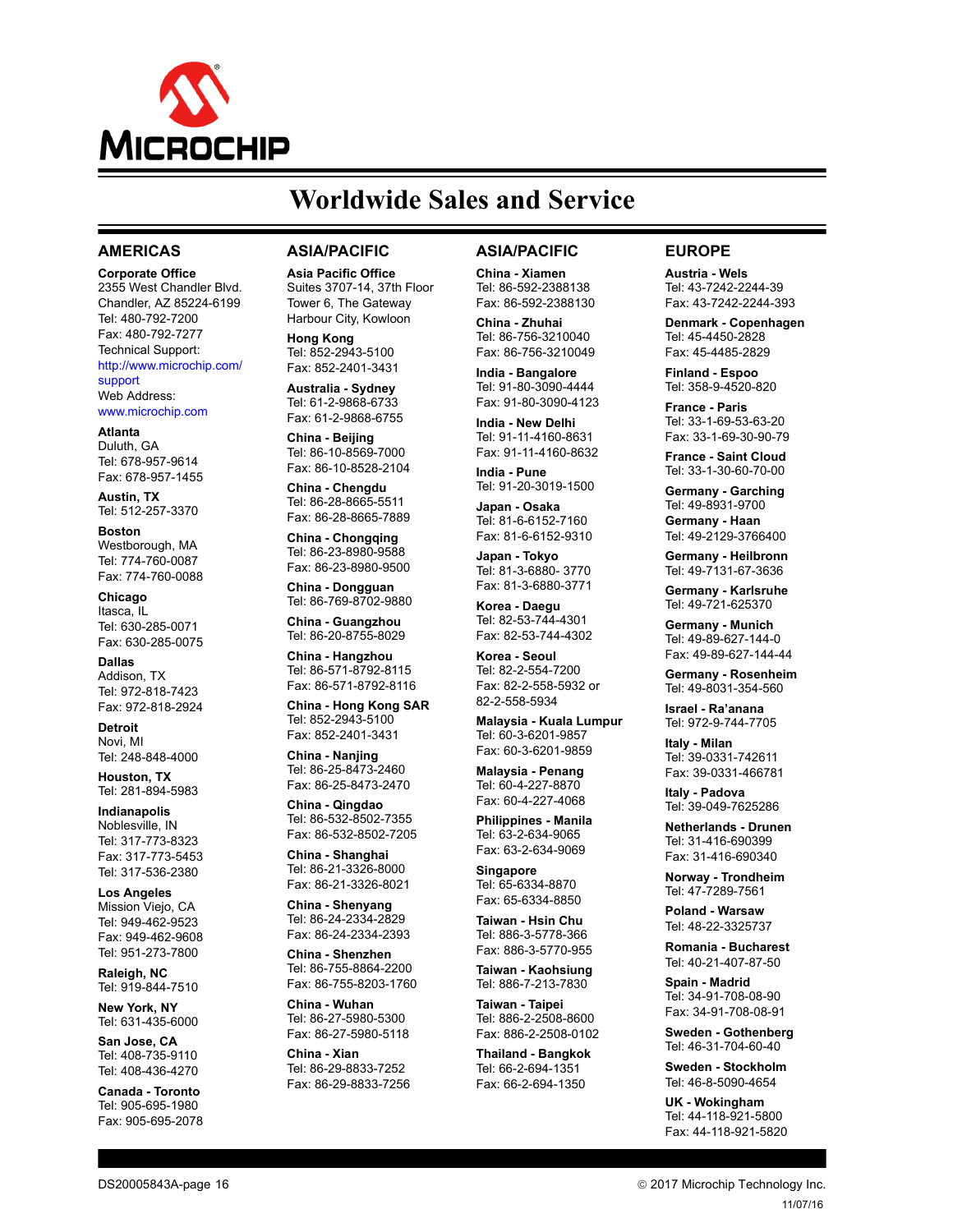MICROCHIP

# Worldwide Sales and Service

## AMERICAS

**Corporate Office**
2355 West Chandler Blvd.
Chandler, AZ 85224-6199
Tel: 480-792-7200
Fax: 480-792-7277
Technical Support:
http://www.microchip.com/support
Web Address:
www.microchip.com

**Atlanta**
Duluth, GA
Tel: 678-957-9614
Fax: 678-957-1455

**Austin, TX**
Tel: 512-257-3370

**Boston**
Westborough, MA
Tel: 774-760-0087
Fax: 774-760-0088

**Chicago**
Itasca, IL
Tel: 630-285-0071
Fax: 630-285-0075

**Dallas**
Addison, TX
Tel: 972-818-7423
Fax: 972-818-2924

**Detroit**
Novi, MI
Tel: 248-848-4000

**Houston, TX**
Tel: 281-894-5983

**Indianapolis**
Noblesville, IN
Tel: 317-773-8323
Fax: 317-773-5453
Tel: 317-536-2380

**Los Angeles**
Mission Viejo, CA
Tel: 949-462-9523
Fax: 949-462-9608
Tel: 951-273-7800

**Raleigh, NC**
Tel: 919-844-7510

**New York, NY**
Tel: 631-435-6000

**San Jose, CA**
Tel: 408-735-9110
Tel: 408-436-4270

**Canada - Toronto**
Tel: 905-695-1980
Fax: 905-695-2078

## ASIA/PACIFIC

**Asia Pacific Office**
Suites 3707-14, 37th Floor
Tower 6, The Gateway
Harbour City, Kowloon

**Hong Kong**
Tel: 852-2943-5100
Fax: 852-2401-3431

**Australia - Sydney**
Tel: 61-2-9868-6733
Fax: 61-2-9868-6755

**China - Beijing**
Tel: 86-10-8569-7000
Fax: 86-10-8528-2104

**China - Chengdu**
Tel: 86-28-8665-5511
Fax: 86-28-8665-7889

**China - Chongqing**
Tel: 86-23-8980-9588
Fax: 86-23-8980-9500

**China - Dongguan**
Tel: 86-769-8702-9880

**China - Guangzhou**
Tel: 86-20-8755-8029

**China - Hangzhou**
Tel: 86-571-8792-8115
Fax: 86-571-8792-8116

**China - Hong Kong SAR**
Tel: 852-2943-5100
Fax: 852-2401-3431

**China - Nanjing**
Tel: 86-25-8473-2460
Fax: 86-25-8473-2470

**China - Qingdao**
Tel: 86-532-8502-7355
Fax: 86-532-8502-7205

**China - Shanghai**
Tel: 86-21-3326-8000
Fax: 86-21-3326-8021

**China - Shenyang**
Tel: 86-24-2334-2829
Fax: 86-24-2334-2393

**China - Shenzhen**
Tel: 86-755-8864-2200
Fax: 86-755-8203-1760

**China - Wuhan**
Tel: 86-27-5980-5300
Fax: 86-27-5980-5118

**China - Xian**
Tel: 86-29-8833-7252
Fax: 86-29-8833-7256

## ASIA/PACIFIC

**China - Xiamen**
Tel: 86-592-2388138
Fax: 86-592-2388130

**China - Zhuhai**
Tel: 86-756-3210040
Fax: 86-756-3210049

**India - Bangalore**
Tel: 91-80-3090-4444
Fax: 91-80-3090-4123

**India - New Delhi**
Tel: 91-11-4160-8631
Fax: 91-11-4160-8632

**India - Pune**
Tel: 91-20-3019-1500

**Japan - Osaka**
Tel: 81-6-6152-7160
Fax: 81-6-6152-9310

**Japan - Tokyo**
Tel: 81-3-6880- 3770
Fax: 81-3-6880-3771

**Korea - Daegu**
Tel: 82-53-744-4301
Fax: 82-53-744-4302

**Korea - Seoul**
Tel: 82-2-554-7200
Fax: 82-2-558-5932 or
82-2-558-5934

**Malaysia - Kuala Lumpur**
Tel: 60-3-6201-9857
Fax: 60-3-6201-9859

**Malaysia - Penang**
Tel: 60-4-227-8870
Fax: 60-4-227-4068

**Philippines - Manila**
Tel: 63-2-634-9065
Fax: 63-2-634-9069

**Singapore**
Tel: 65-6334-8870
Fax: 65-6334-8850

**Taiwan - Hsin Chu**
Tel: 886-3-5778-366
Fax: 886-3-5770-955

**Taiwan - Kaohsiung**
Tel: 886-7-213-7830

**Taiwan - Taipei**
Tel: 886-2-2508-8600
Fax: 886-2-2508-0102

**Thailand - Bangkok**
Tel: 66-2-694-1351
Fax: 66-2-694-1350

## EUROPE

**Austria - Wels**
Tel: 43-7242-2244-39
Fax: 43-7242-2244-393

**Denmark - Copenhagen**
Tel: 45-4450-2828
Fax: 45-4485-2829

**Finland - Espoo**
Tel: 358-9-4520-820

**France - Paris**
Tel: 33-1-69-53-63-20
Fax: 33-1-69-30-90-79

**France - Saint Cloud**
Tel: 33-1-30-60-70-00

**Germany - Garching**
Tel: 49-8931-9700

**Germany - Haan**
Tel: 49-2129-3766400

**Germany - Heilbronn**
Tel: 49-7131-67-3636

**Germany - Karlsruhe**
Tel: 49-721-625370

**Germany - Munich**
Tel: 49-89-627-144-0
Fax: 49-89-627-144-44

**Germany - Rosenheim**
Tel: 49-8031-354-560

**Israel - Ra'anana**
Tel: 972-9-744-7705

**Italy - Milan**
Tel: 39-0331-742611
Fax: 39-0331-466781

**Italy - Padova**
Tel: 39-049-7625286

**Netherlands - Drunen**
Tel: 31-416-690399
Fax: 31-416-690340

**Norway - Trondheim**
Tel: 47-7289-7561

**Poland - Warsaw**
Tel: 48-22-3325737

**Romania - Bucharest**
Tel: 40-21-407-87-50

**Spain - Madrid**
Tel: 34-91-708-08-90
Fax: 34-91-708-08-91

**Sweden - Gothenberg**
Tel: 46-31-704-60-40

**Sweden - Stockholm**
Tel: 46-8-5090-4654

**UK - Wokingham**
Tel: 44-118-921-5800
Fax: 44-118-921-5820

DS20005843A-page 16 © 2017 Microchip Technology Inc.

11/07/16